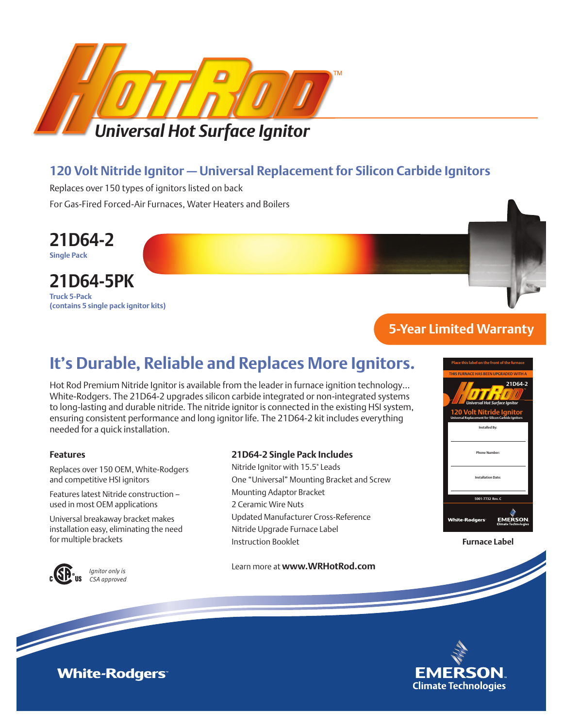# HOT ROD™

## Universal Hot Surface Ignitor

### 120 Volt Nitride Ignitor — Universal Replacement for Silicon Carbide Ignitors

Replaces over 150 types of ignitors listed on back

For Gas-Fired Forced-Air Furnaces, Water Heaters and Boilers

**21D64-2**
**Single Pack**

**21D64-5PK**
**Truck 5-Pack**
**(contains 5 single pack ignitor kits)**

**5-Year Limited Warranty**

## It's Durable, Reliable and Replaces More Ignitors.

Hot Rod Premium Nitride Ignitor is available from the leader in furnace ignition technology… White-Rodgers. The 21D64-2 upgrades silicon carbide integrated or non-integrated systems to long-lasting and durable nitride. The nitride ignitor is connected in the existing HSI system, ensuring consistent performance and long ignitor life. The 21D64-2 kit includes everything needed for a quick installation.

### Features

Replaces over 150 OEM, White-Rodgers and competitive HSI ignitors

Features latest Nitride construction – used in most OEM applications

Universal breakaway bracket makes installation easy, eliminating the need for multiple brackets

*Ignitor only is CSA approved*

### 21D64-2 Single Pack Includes

Nitride Ignitor with 15.5" Leads
One "Universal" Mounting Bracket and Screw
Mounting Adaptor Bracket
2 Ceramic Wire Nuts
Updated Manufacturer Cross-Reference
Nitride Upgrade Furnace Label
Instruction Booklet

Learn more at **www.WRHotRod.com**

Place this label on the front of the furnace

THIS FURNACE HAS BEEN UPGRADED WITH A

HOT ROD 21D64-2
Universal Hot Surface Ignitor
120 Volt Nitride Ignitor
Universal Replacement for Silicon Carbide Ignitors

Installed By:

Phone Number:

Installation Date:

5001-7732 Rev. C

White-Rodgers EMERSON Climate Technologies

**Furnace Label**

White-Rodgers

EMERSON Climate Technologies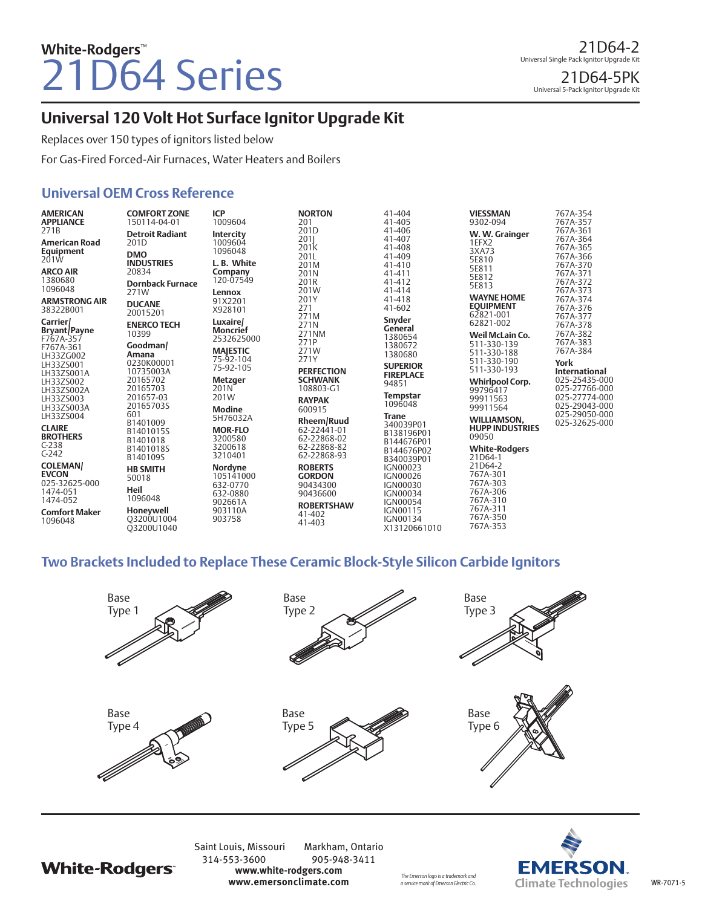White-Rodgers™

# 21D64 Series

21D64-2
Universal Single Pack Ignitor Upgrade Kit

21D64-5PK
Universal 5-Pack Ignitor Upgrade Kit

## Universal 120 Volt Hot Surface Ignitor Upgrade Kit

Replaces over 150 types of ignitors listed below

For Gas-Fired Forced-Air Furnaces, Water Heaters and Boilers

### Universal OEM Cross Reference

**AMERICAN APPLIANCE**
271B

**American Road Equipment**
201W

**ARCO AIR**
1380680
1096048

**ARMSTRONG AIR**
38322B001

**Carrier/ Bryant/Payne**
F767A-357
F767A-361
LH33ZG002
LH33ZS001
LH33ZS001A
LH33ZS002
LH33ZS002A
LH33ZS003
LH33ZS003A
LH33ZS004

**CLAIRE BROTHERS**
C-238
C-242

**COLEMAN/ EVCON**
025-32625-000
1474-051
1474-052

**Comfort Maker**
1096048

**COMFORT ZONE**
150114-04-01

**Detroit Radiant**
201D

**DMO INDUSTRIES**
20834

**Dornback Furnace**
271W

**DUCANE**
20015201

**ENERCO TECH**
10399

**Goodman/ Amana**
0230K00001
10735003A
20165702
20165703
201657-03
20165703S
601
B1401009
B1401015S
B1401018
B1401018S
B140109S

**HB SMITH**
50018

**Heil**
1096048

**Honeywell**
Q3200U1004
Q3200U1040

**ICP**
1009604

**Intercity**
1009604
1096048

**L. B. White Company**
120-07549

**Lennox**
91X2201
X928101

**Luxaire/ Moncrief**
2532625000

**MAJESTIC**
75-92-104
75-92-105

**Metzger**
201N
201W

**Modine**
5H76032A

**MOR-FLO**
3200580
3200618
3210401

**Nordyne**
105141000
632-0770
632-0880
902661A
903110A
903758

**NORTON**
201
201D
201J
201K
201L
201M
201N
201R
201W
201Y
271
271M
271N
271NM
271P
271W
271Y

**PERFECTION SCHWANK**
108803-G1

**RAYPAK**
600915

**Rheem/Ruud**
62-22441-01
62-22868-02
62-22868-82
62-22868-93

**ROBERTS GORDON**
90434300
90436600

**ROBERTSHAW**
41-402
41-403
41-404
41-405
41-406
41-407
41-408
41-409
41-410
41-411
41-412
41-414
41-418
41-602

**Snyder General**
1380654
1380672
1380680

**SUPERIOR FIREPLACE**
94851

**Tempstar**
1096048

**Trane**
340039P01
B138196P01
B144676P01
B144676P02
B340039P01
IGN00023
IGN00026
IGN00030
IGN00034
IGN00054
IGN00115
IGN00134
X13120661010

**VIESSMAN**
9302-094

**W. W. Grainger**
1EFX2
3XA73
5E810
5E811
5E812
5E813

**WAYNE HOME EQUIPMENT**
62821-001
62821-002

**Weil McLain Co.**
511-330-139
511-330-188
511-330-190
511-330-193

**Whirlpool Corp.**
99796417
99911563
99911564

**WILLIAMSON, HUPP INDUSTRIES**
09050

**White-Rodgers**
21D64-1
21D64-2
767A-301
767A-303
767A-306
767A-310
767A-311
767A-350
767A-353
767A-354
767A-357
767A-361
767A-364
767A-365
767A-366
767A-370
767A-371
767A-372
767A-373
767A-374
767A-376
767A-377
767A-378
767A-382
767A-383
767A-384

**York International**
025-25435-000
025-27766-000
025-27774-000
025-29043-000
025-29050-000
025-32625-000

### Two Brackets Included to Replace These Ceramic Block-Style Silicon Carbide Ignitors

Base Type 1

Base Type 2

Base Type 3

Base Type 4

Base Type 5

Base Type 6

White-Rodgers™

Saint Louis, Missouri 314-553-3600
Markham, Ontario 905-948-3411
**www.white-rodgers.com**
**www.emersonclimate.com**

*The Emerson logo is a trademark and a service mark of Emerson Electric Co.*

EMERSON. Climate Technologies

WR-7071-5